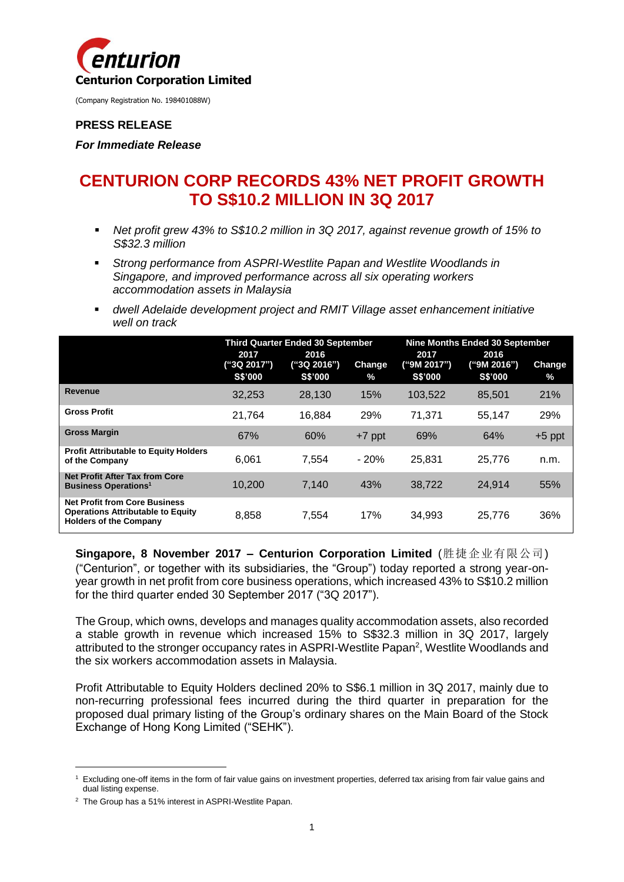**Centurion Corporation Limited**

(Company Registration No. 198401088W)

**PRESS RELEASE**

***For Immediate Release***

# CENTURION CORP RECORDS 43% NET PROFIT GROWTH TO S$10.2 MILLION IN 3Q 2017

- *Net profit grew 43% to S$10.2 million in 3Q 2017, against revenue growth of 15% to S$32.3 million*
- *Strong performance from ASPRI-Westlite Papan and Westlite Woodlands in Singapore, and improved performance across all six operating workers accommodation assets in Malaysia*
- *dwell Adelaide development project and RMIT Village asset enhancement initiative well on track*

| | Third Quarter Ended 30 September | | | Nine Months Ended 30 September | | |
|---|---|---|---|---|---|---|
| | 2017 ("3Q 2017") S$'000 | 2016 ("3Q 2016") S$'000 | Change % | 2017 ("9M 2017") S$'000 | 2016 ("9M 2016") S$'000 | Change % |
| **Revenue** | 32,253 | 28,130 | 15% | 103,522 | 85,501 | 21% |
| **Gross Profit** | 21,764 | 16,884 | 29% | 71,371 | 55,147 | 29% |
| **Gross Margin** | 67% | 60% | +7 ppt | 69% | 64% | +5 ppt |
| **Profit Attributable to Equity Holders of the Company** | 6,061 | 7,554 | - 20% | 25,831 | 25,776 | n.m. |
| **Net Profit After Tax from Core Business Operations[1]** | 10,200 | 7,140 | 43% | 38,722 | 24,914 | 55% |
| **Net Profit from Core Business Operations Attributable to Equity Holders of the Company** | 8,858 | 7,554 | 17% | 34,993 | 25,776 | 36% |

**Singapore, 8 November 2017 – Centurion Corporation Limited** (胜捷企业有限公司) ("Centurion", or together with its subsidiaries, the "Group") today reported a strong year-on-year growth in net profit from core business operations, which increased 43% to S$10.2 million for the third quarter ended 30 September 2017 ("3Q 2017").

The Group, which owns, develops and manages quality accommodation assets, also recorded a stable growth in revenue which increased 15% to S$32.3 million in 3Q 2017, largely attributed to the stronger occupancy rates in ASPRI-Westlite Papan[2], Westlite Woodlands and the six workers accommodation assets in Malaysia.

Profit Attributable to Equity Holders declined 20% to S$6.1 million in 3Q 2017, mainly due to non-recurring professional fees incurred during the third quarter in preparation for the proposed dual primary listing of the Group's ordinary shares on the Main Board of the Stock Exchange of Hong Kong Limited ("SEHK").

---

[1] Excluding one-off items in the form of fair value gains on investment properties, deferred tax arising from fair value gains and dual listing expense.

[2] The Group has a 51% interest in ASPRI-Westlite Papan.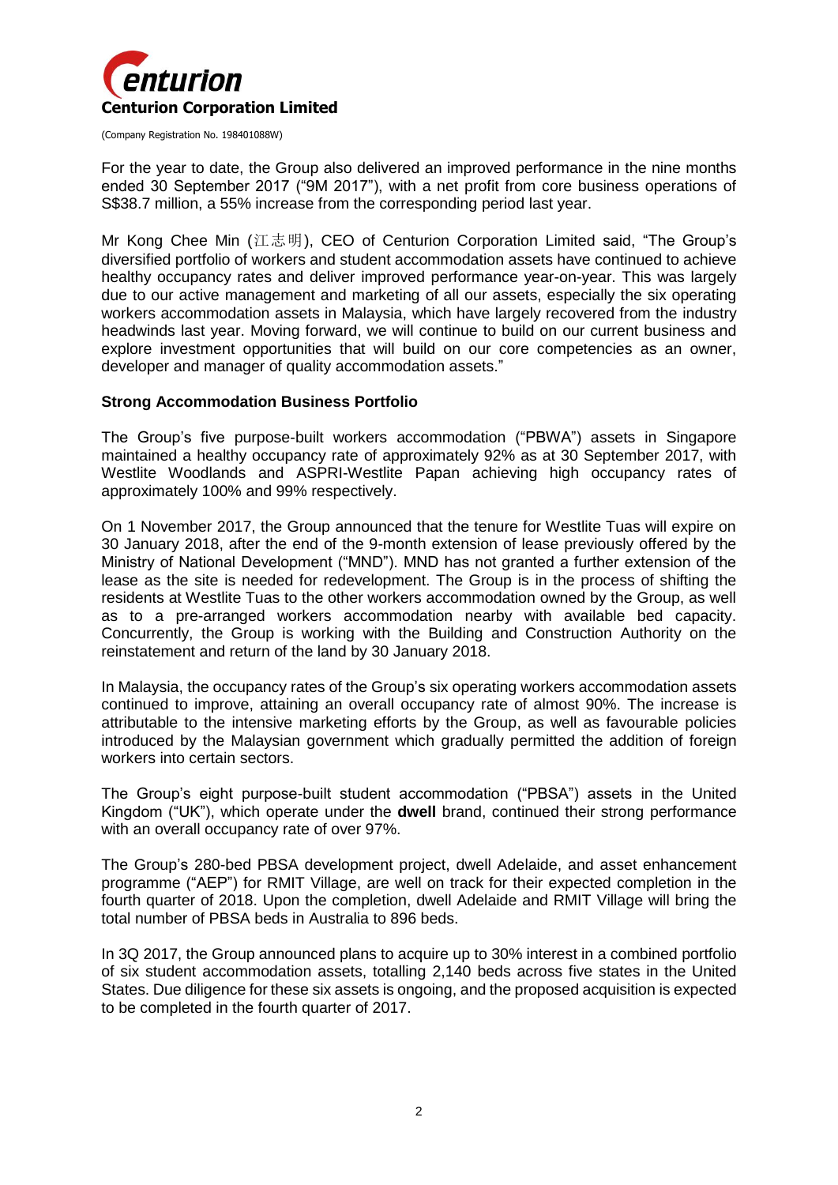For the year to date, the Group also delivered an improved performance in the nine months ended 30 September 2017 ("9M 2017"), with a net profit from core business operations of S$38.7 million, a 55% increase from the corresponding period last year.

Mr Kong Chee Min (江志明), CEO of Centurion Corporation Limited said, "The Group's diversified portfolio of workers and student accommodation assets have continued to achieve healthy occupancy rates and deliver improved performance year-on-year. This was largely due to our active management and marketing of all our assets, especially the six operating workers accommodation assets in Malaysia, which have largely recovered from the industry headwinds last year. Moving forward, we will continue to build on our current business and explore investment opportunities that will build on our core competencies as an owner, developer and manager of quality accommodation assets."

**Strong Accommodation Business Portfolio**

The Group's five purpose-built workers accommodation ("PBWA") assets in Singapore maintained a healthy occupancy rate of approximately 92% as at 30 September 2017, with Westlite Woodlands and ASPRI-Westlite Papan achieving high occupancy rates of approximately 100% and 99% respectively.

On 1 November 2017, the Group announced that the tenure for Westlite Tuas will expire on 30 January 2018, after the end of the 9-month extension of lease previously offered by the Ministry of National Development ("MND"). MND has not granted a further extension of the lease as the site is needed for redevelopment. The Group is in the process of shifting the residents at Westlite Tuas to the other workers accommodation owned by the Group, as well as to a pre-arranged workers accommodation nearby with available bed capacity. Concurrently, the Group is working with the Building and Construction Authority on the reinstatement and return of the land by 30 January 2018.

In Malaysia, the occupancy rates of the Group's six operating workers accommodation assets continued to improve, attaining an overall occupancy rate of almost 90%. The increase is attributable to the intensive marketing efforts by the Group, as well as favourable policies introduced by the Malaysian government which gradually permitted the addition of foreign workers into certain sectors.

The Group's eight purpose-built student accommodation ("PBSA") assets in the United Kingdom ("UK"), which operate under the **dwell** brand, continued their strong performance with an overall occupancy rate of over 97%.

The Group's 280-bed PBSA development project, dwell Adelaide, and asset enhancement programme ("AEP") for RMIT Village, are well on track for their expected completion in the fourth quarter of 2018. Upon the completion, dwell Adelaide and RMIT Village will bring the total number of PBSA beds in Australia to 896 beds.

In 3Q 2017, the Group announced plans to acquire up to 30% interest in a combined portfolio of six student accommodation assets, totalling 2,140 beds across five states in the United States. Due diligence for these six assets is ongoing, and the proposed acquisition is expected to be completed in the fourth quarter of 2017.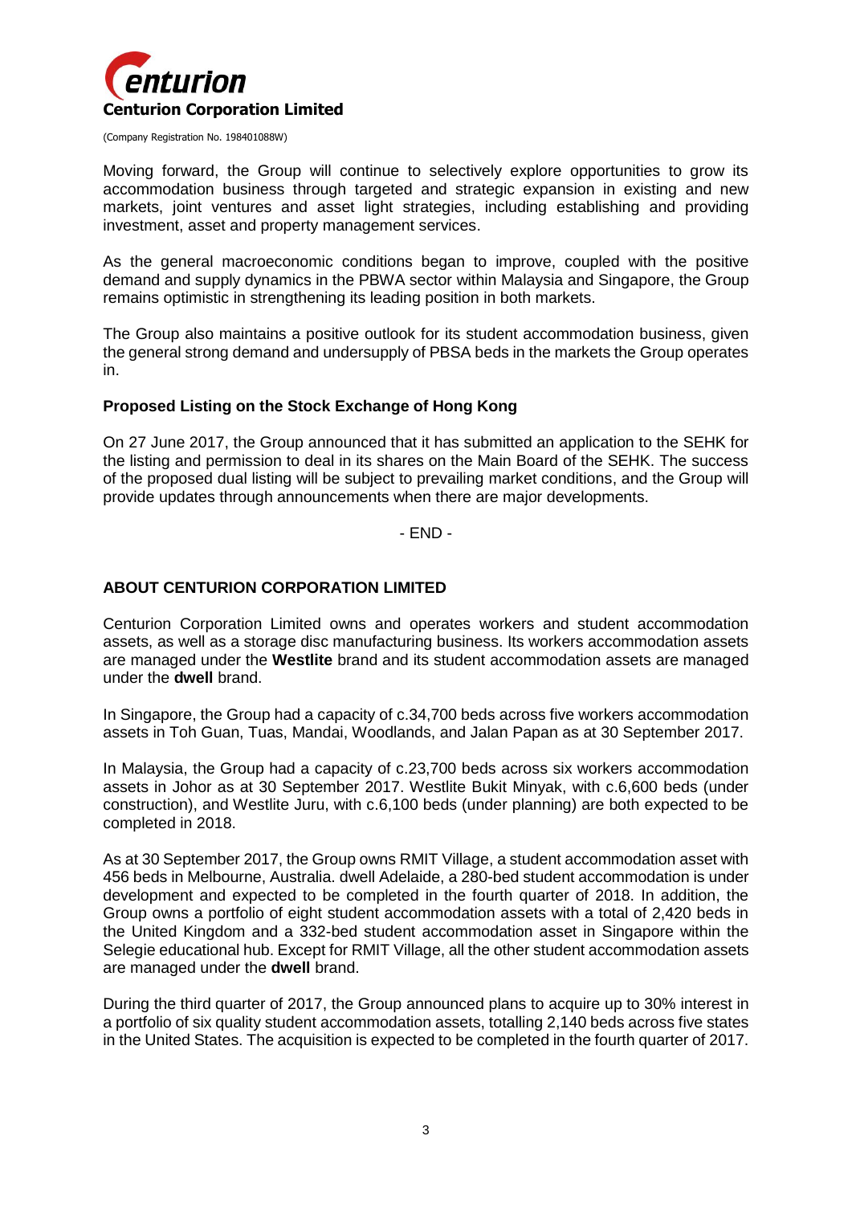Moving forward, the Group will continue to selectively explore opportunities to grow its accommodation business through targeted and strategic expansion in existing and new markets, joint ventures and asset light strategies, including establishing and providing investment, asset and property management services.

As the general macroeconomic conditions began to improve, coupled with the positive demand and supply dynamics in the PBWA sector within Malaysia and Singapore, the Group remains optimistic in strengthening its leading position in both markets.

The Group also maintains a positive outlook for its student accommodation business, given the general strong demand and undersupply of PBSA beds in the markets the Group operates in.

**Proposed Listing on the Stock Exchange of Hong Kong**

On 27 June 2017, the Group announced that it has submitted an application to the SEHK for the listing and permission to deal in its shares on the Main Board of the SEHK. The success of the proposed dual listing will be subject to prevailing market conditions, and the Group will provide updates through announcements when there are major developments.

- END -

**ABOUT CENTURION CORPORATION LIMITED**

Centurion Corporation Limited owns and operates workers and student accommodation assets, as well as a storage disc manufacturing business. Its workers accommodation assets are managed under the **Westlite** brand and its student accommodation assets are managed under the **dwell** brand.

In Singapore, the Group had a capacity of c.34,700 beds across five workers accommodation assets in Toh Guan, Tuas, Mandai, Woodlands, and Jalan Papan as at 30 September 2017.

In Malaysia, the Group had a capacity of c.23,700 beds across six workers accommodation assets in Johor as at 30 September 2017. Westlite Bukit Minyak, with c.6,600 beds (under construction), and Westlite Juru, with c.6,100 beds (under planning) are both expected to be completed in 2018.

As at 30 September 2017, the Group owns RMIT Village, a student accommodation asset with 456 beds in Melbourne, Australia. dwell Adelaide, a 280-bed student accommodation is under development and expected to be completed in the fourth quarter of 2018. In addition, the Group owns a portfolio of eight student accommodation assets with a total of 2,420 beds in the United Kingdom and a 332-bed student accommodation asset in Singapore within the Selegie educational hub. Except for RMIT Village, all the other student accommodation assets are managed under the **dwell** brand.

During the third quarter of 2017, the Group announced plans to acquire up to 30% interest in a portfolio of six quality student accommodation assets, totalling 2,140 beds across five states in the United States. The acquisition is expected to be completed in the fourth quarter of 2017.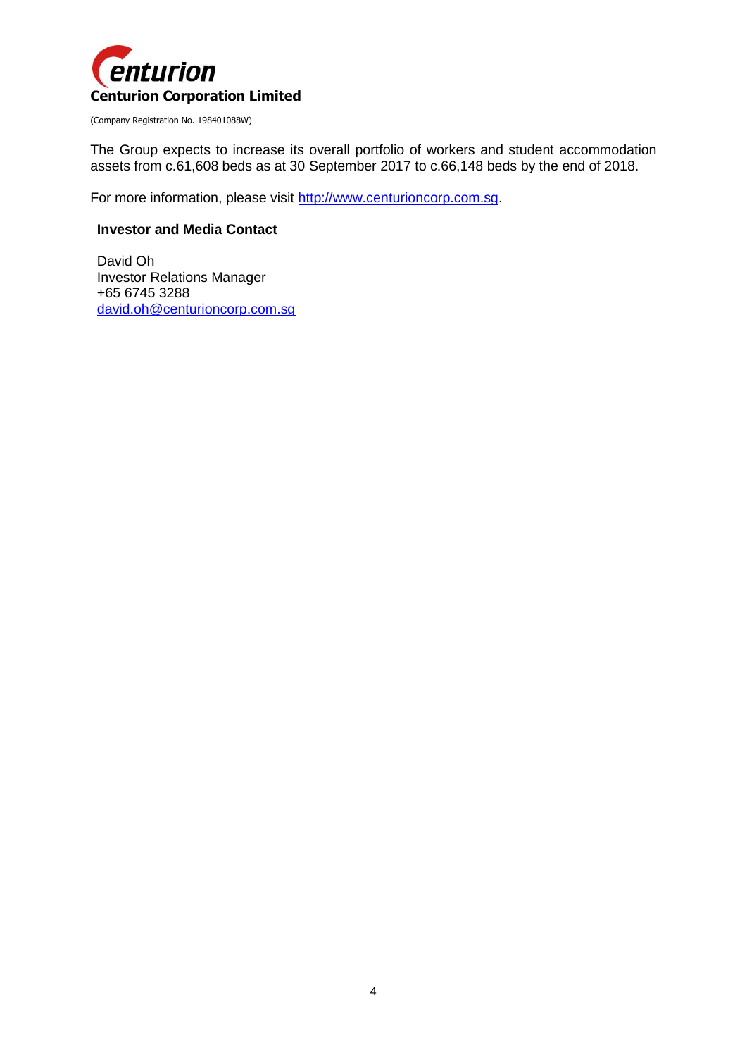**Centurion Corporation Limited**

(Company Registration No. 198401088W)

The Group expects to increase its overall portfolio of workers and student accommodation assets from c.61,608 beds as at 30 September 2017 to c.66,148 beds by the end of 2018.

For more information, please visit http://www.centurioncorp.com.sg.

**Investor and Media Contact**

David Oh
Investor Relations Manager
+65 6745 3288
david.oh@centurioncorp.com.sg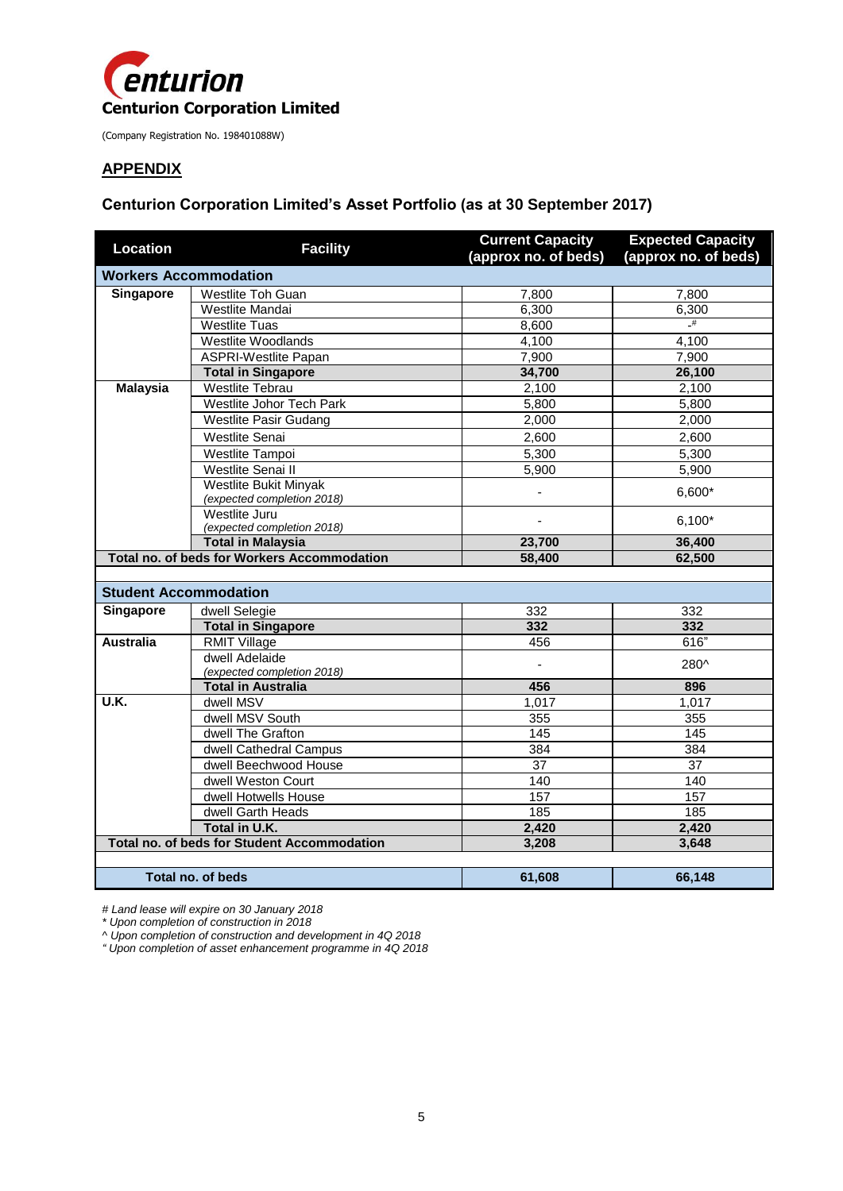**Centurion Corporation Limited**

(Company Registration No. 198401088W)

## APPENDIX

### Centurion Corporation Limited's Asset Portfolio (as at 30 September 2017)

| Location | Facility | Current Capacity (approx no. of beds) | Expected Capacity (approx no. of beds) |
|---|---|---|---|
| **Workers Accommodation** | | | |
| **Singapore** | Westlite Toh Guan | 7,800 | 7,800 |
| | Westlite Mandai | 6,300 | 6,300 |
| | Westlite Tuas | 8,600 | -# |
| | Westlite Woodlands | 4,100 | 4,100 |
| | ASPRI-Westlite Papan | 7,900 | 7,900 |
| | **Total in Singapore** | **34,700** | **26,100** |
| **Malaysia** | Westlite Tebrau | 2,100 | 2,100 |
| | Westlite Johor Tech Park | 5,800 | 5,800 |
| | Westlite Pasir Gudang | 2,000 | 2,000 |
| | Westlite Senai | 2,600 | 2,600 |
| | Westlite Tampoi | 5,300 | 5,300 |
| | Westlite Senai II | 5,900 | 5,900 |
| | Westlite Bukit Minyak *(expected completion 2018)* | - | 6,600* |
| | Westlite Juru *(expected completion 2018)* | - | 6,100* |
| | **Total in Malaysia** | **23,700** | **36,400** |
| **Total no. of beds for Workers Accommodation** | | **58,400** | **62,500** |
| **Student Accommodation** | | | |
| **Singapore** | dwell Selegie | 332 | 332 |
| | **Total in Singapore** | **332** | **332** |
| **Australia** | RMIT Village | 456 | 616" |
| | dwell Adelaide *(expected completion 2018)* | - | 280^ |
| | **Total in Australia** | **456** | **896** |
| **U.K.** | dwell MSV | 1,017 | 1,017 |
| | dwell MSV South | 355 | 355 |
| | dwell The Grafton | 145 | 145 |
| | dwell Cathedral Campus | 384 | 384 |
| | dwell Beechwood House | 37 | 37 |
| | dwell Weston Court | 140 | 140 |
| | dwell Hotwells House | 157 | 157 |
| | dwell Garth Heads | 185 | 185 |
| | **Total in U.K.** | **2,420** | **2,420** |
| **Total no. of beds for Student Accommodation** | | **3,208** | **3,648** |
| **Total no. of beds** | | **61,608** | **66,148** |

*# Land lease will expire on 30 January 2018*

*\* Upon completion of construction in 2018*

*^ Upon completion of construction and development in 4Q 2018*

*" Upon completion of asset enhancement programme in 4Q 2018*